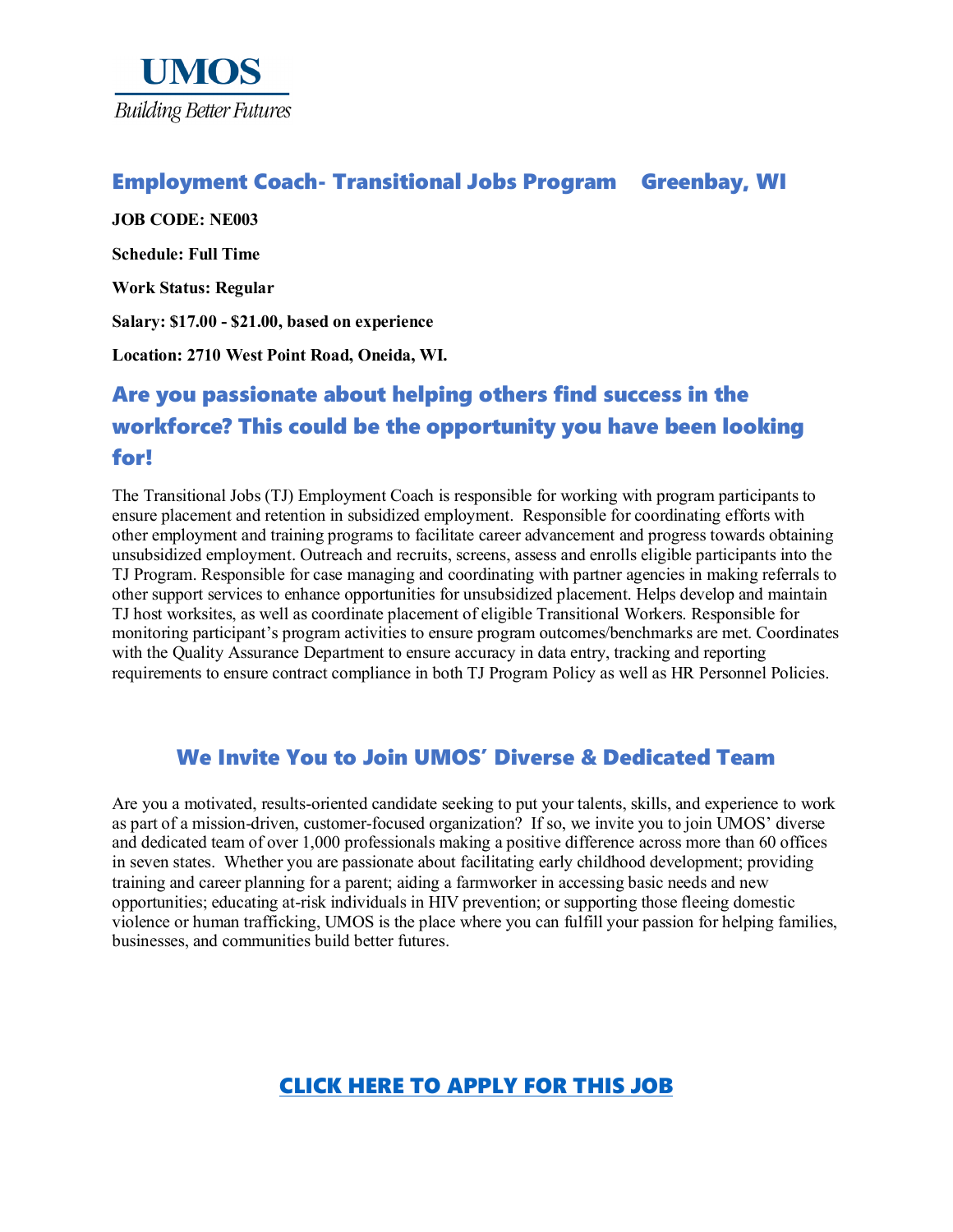UMOS

*Building Better Futures*

## Employment Coach- Transitional Jobs Program    Greenbay, WI

**JOB CODE: NE003**

**Schedule: Full Time**

**Work Status: Regular**

**Salary: $17.00 - $21.00, based on experience**

**Location: 2710 West Point Road, Oneida, WI.**

## Are you passionate about helping others find success in the workforce? This could be the opportunity you have been looking for!

The Transitional Jobs (TJ) Employment Coach is responsible for working with program participants to ensure placement and retention in subsidized employment. Responsible for coordinating efforts with other employment and training programs to facilitate career advancement and progress towards obtaining unsubsidized employment. Outreach and recruits, screens, assess and enrolls eligible participants into the TJ Program. Responsible for case managing and coordinating with partner agencies in making referrals to other support services to enhance opportunities for unsubsidized placement. Helps develop and maintain TJ host worksites, as well as coordinate placement of eligible Transitional Workers. Responsible for monitoring participant's program activities to ensure program outcomes/benchmarks are met. Coordinates with the Quality Assurance Department to ensure accuracy in data entry, tracking and reporting requirements to ensure contract compliance in both TJ Program Policy as well as HR Personnel Policies.

## We Invite You to Join UMOS' Diverse & Dedicated Team

Are you a motivated, results-oriented candidate seeking to put your talents, skills, and experience to work as part of a mission-driven, customer-focused organization? If so, we invite you to join UMOS' diverse and dedicated team of over 1,000 professionals making a positive difference across more than 60 offices in seven states. Whether you are passionate about facilitating early childhood development; providing training and career planning for a parent; aiding a farmworker in accessing basic needs and new opportunities; educating at-risk individuals in HIV prevention; or supporting those fleeing domestic violence or human trafficking, UMOS is the place where you can fulfill your passion for helping families, businesses, and communities build better futures.

**CLICK HERE TO APPLY FOR THIS JOB**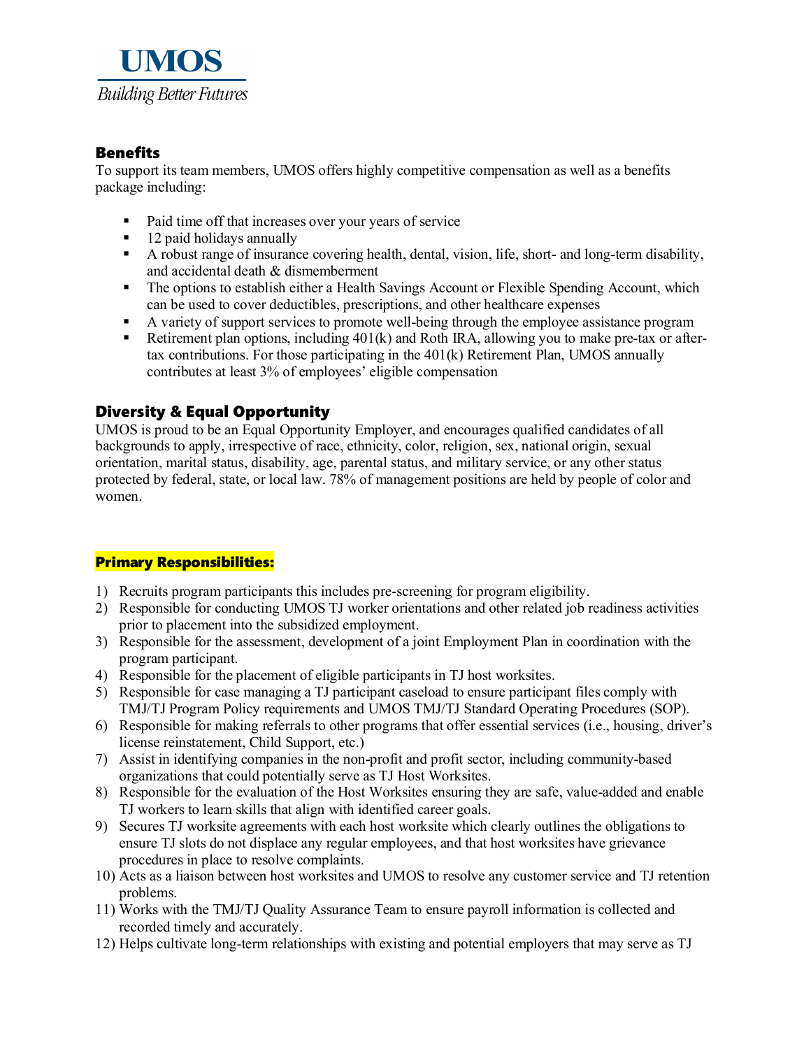**UMOS**
*Building Better Futures*

## Benefits

To support its team members, UMOS offers highly competitive compensation as well as a benefits package including:

- Paid time off that increases over your years of service
- 12 paid holidays annually
- A robust range of insurance covering health, dental, vision, life, short- and long-term disability, and accidental death & dismemberment
- The options to establish either a Health Savings Account or Flexible Spending Account, which can be used to cover deductibles, prescriptions, and other healthcare expenses
- A variety of support services to promote well-being through the employee assistance program
- Retirement plan options, including 401(k) and Roth IRA, allowing you to make pre-tax or after-tax contributions. For those participating in the 401(k) Retirement Plan, UMOS annually contributes at least 3% of employees' eligible compensation

## Diversity & Equal Opportunity

UMOS is proud to be an Equal Opportunity Employer, and encourages qualified candidates of all backgrounds to apply, irrespective of race, ethnicity, color, religion, sex, national origin, sexual orientation, marital status, disability, age, parental status, and military service, or any other status protected by federal, state, or local law. 78% of management positions are held by people of color and women.

## Primary Responsibilities:

1) Recruits program participants this includes pre-screening for program eligibility.
2) Responsible for conducting UMOS TJ worker orientations and other related job readiness activities prior to placement into the subsidized employment.
3) Responsible for the assessment, development of a joint Employment Plan in coordination with the program participant.
4) Responsible for the placement of eligible participants in TJ host worksites.
5) Responsible for case managing a TJ participant caseload to ensure participant files comply with TMJ/TJ Program Policy requirements and UMOS TMJ/TJ Standard Operating Procedures (SOP).
6) Responsible for making referrals to other programs that offer essential services (i.e., housing, driver's license reinstatement, Child Support, etc.)
7) Assist in identifying companies in the non-profit and profit sector, including community-based organizations that could potentially serve as TJ Host Worksites.
8) Responsible for the evaluation of the Host Worksites ensuring they are safe, value-added and enable TJ workers to learn skills that align with identified career goals.
9) Secures TJ worksite agreements with each host worksite which clearly outlines the obligations to ensure TJ slots do not displace any regular employees, and that host worksites have grievance procedures in place to resolve complaints.
10) Acts as a liaison between host worksites and UMOS to resolve any customer service and TJ retention problems.
11) Works with the TMJ/TJ Quality Assurance Team to ensure payroll information is collected and recorded timely and accurately.
12) Helps cultivate long-term relationships with existing and potential employers that may serve as TJ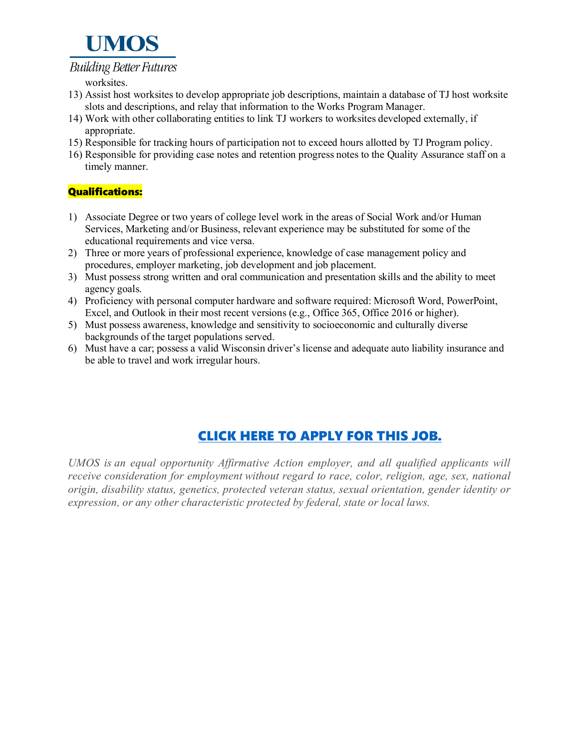worksites.

13) Assist host worksites to develop appropriate job descriptions, maintain a database of TJ host worksite slots and descriptions, and relay that information to the Works Program Manager.
14) Work with other collaborating entities to link TJ workers to worksites developed externally, if appropriate.
15) Responsible for tracking hours of participation not to exceed hours allotted by TJ Program policy.
16) Responsible for providing case notes and retention progress notes to the Quality Assurance staff on a timely manner.

**Qualifications:**

1) Associate Degree or two years of college level work in the areas of Social Work and/or Human Services, Marketing and/or Business, relevant experience may be substituted for some of the educational requirements and vice versa.
2) Three or more years of professional experience, knowledge of case management policy and procedures, employer marketing, job development and job placement.
3) Must possess strong written and oral communication and presentation skills and the ability to meet agency goals.
4) Proficiency with personal computer hardware and software required: Microsoft Word, PowerPoint, Excel, and Outlook in their most recent versions (e.g., Office 365, Office 2016 or higher).
5) Must possess awareness, knowledge and sensitivity to socioeconomic and culturally diverse backgrounds of the target populations served.
6) Must have a car; possess a valid Wisconsin driver's license and adequate auto liability insurance and be able to travel and work irregular hours.

**CLICK HERE TO APPLY FOR THIS JOB.**

*UMOS is an equal opportunity Affirmative Action employer, and all qualified applicants will receive consideration for employment without regard to race, color, religion, age, sex, national origin, disability status, genetics, protected veteran status, sexual orientation, gender identity or expression, or any other characteristic protected by federal, state or local laws.*